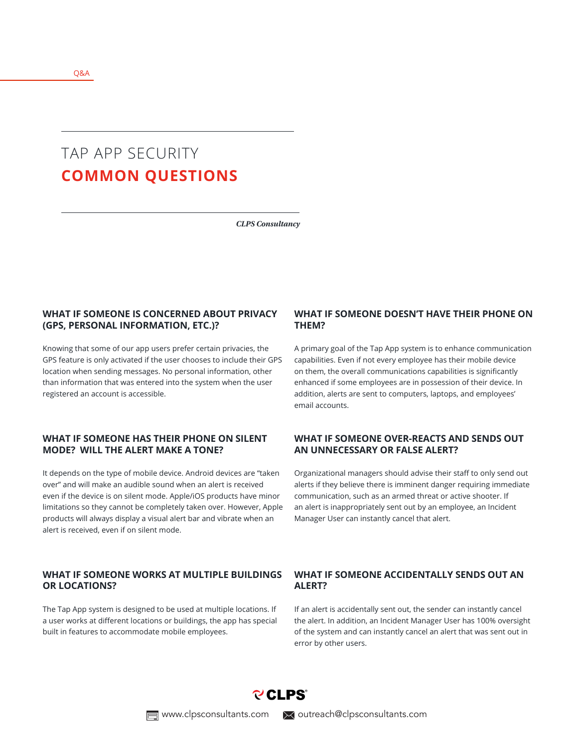Q&A

# TAP APP SECURITY
# COMMON QUESTIONS

*CLPS Consultancy*

### WHAT IF SOMEONE IS CONCERNED ABOUT PRIVACY (GPS, PERSONAL INFORMATION, ETC.)?

Knowing that some of our app users prefer certain privacies, the GPS feature is only activated if the user chooses to include their GPS location when sending messages. No personal information, other than information that was entered into the system when the user registered an account is accessible.

### WHAT IF SOMEONE HAS THEIR PHONE ON SILENT MODE? WILL THE ALERT MAKE A TONE?

It depends on the type of mobile device. Android devices are "taken over" and will make an audible sound when an alert is received even if the device is on silent mode. Apple/iOS products have minor limitations so they cannot be completely taken over. However, Apple products will always display a visual alert bar and vibrate when an alert is received, even if on silent mode.

### WHAT IF SOMEONE WORKS AT MULTIPLE BUILDINGS OR LOCATIONS?

The Tap App system is designed to be used at multiple locations. If a user works at different locations or buildings, the app has special built in features to accommodate mobile employees.

### WHAT IF SOMEONE DOESN'T HAVE THEIR PHONE ON THEM?

A primary goal of the Tap App system is to enhance communication capabilities. Even if not every employee has their mobile device on them, the overall communications capabilities is significantly enhanced if some employees are in possession of their device. In addition, alerts are sent to computers, laptops, and employees' email accounts.

### WHAT IF SOMEONE OVER-REACTS AND SENDS OUT AN UNNECESSARY OR FALSE ALERT?

Organizational managers should advise their staff to only send out alerts if they believe there is imminent danger requiring immediate communication, such as an armed threat or active shooter. If an alert is inappropriately sent out by an employee, an Incident Manager User can instantly cancel that alert.

### WHAT IF SOMEONE ACCIDENTALLY SENDS OUT AN ALERT?

If an alert is accidentally sent out, the sender can instantly cancel the alert. In addition, an Incident Manager User has 100% oversight of the system and can instantly cancel an alert that was sent out in error by other users.

CLPS

www.clpsconsultants.com outreach@clpsconsultants.com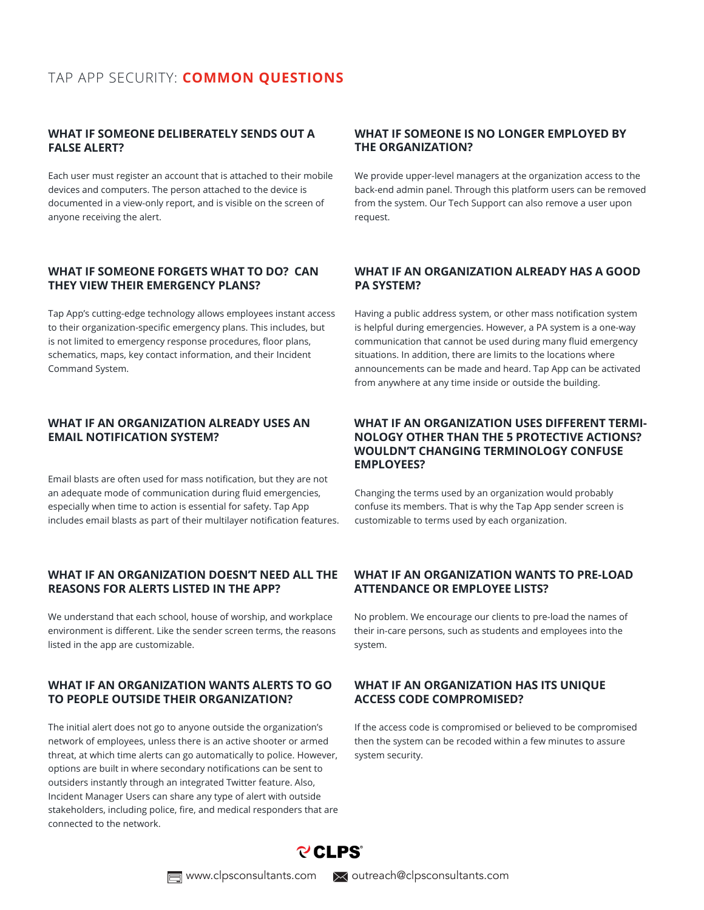# TAP APP SECURITY: **COMMON QUESTIONS**

### WHAT IF SOMEONE DELIBERATELY SENDS OUT A FALSE ALERT?

Each user must register an account that is attached to their mobile devices and computers. The person attached to the device is documented in a view-only report, and is visible on the screen of anyone receiving the alert.

### WHAT IF SOMEONE FORGETS WHAT TO DO? CAN THEY VIEW THEIR EMERGENCY PLANS?

Tap App's cutting-edge technology allows employees instant access to their organization-specific emergency plans. This includes, but is not limited to emergency response procedures, floor plans, schematics, maps, key contact information, and their Incident Command System.

### WHAT IF AN ORGANIZATION ALREADY USES AN EMAIL NOTIFICATION SYSTEM?

Email blasts are often used for mass notification, but they are not an adequate mode of communication during fluid emergencies, especially when time to action is essential for safety. Tap App includes email blasts as part of their multilayer notification features.

### WHAT IF AN ORGANIZATION DOESN'T NEED ALL THE REASONS FOR ALERTS LISTED IN THE APP?

We understand that each school, house of worship, and workplace environment is different. Like the sender screen terms, the reasons listed in the app are customizable.

### WHAT IF AN ORGANIZATION WANTS ALERTS TO GO TO PEOPLE OUTSIDE THEIR ORGANIZATION?

The initial alert does not go to anyone outside the organization's network of employees, unless there is an active shooter or armed threat, at which time alerts can go automatically to police. However, options are built in where secondary notifications can be sent to outsiders instantly through an integrated Twitter feature. Also, Incident Manager Users can share any type of alert with outside stakeholders, including police, fire, and medical responders that are connected to the network.

### WHAT IF SOMEONE IS NO LONGER EMPLOYED BY THE ORGANIZATION?

We provide upper-level managers at the organization access to the back-end admin panel. Through this platform users can be removed from the system. Our Tech Support can also remove a user upon request.

### WHAT IF AN ORGANIZATION ALREADY HAS A GOOD PA SYSTEM?

Having a public address system, or other mass notification system is helpful during emergencies. However, a PA system is a one-way communication that cannot be used during many fluid emergency situations. In addition, there are limits to the locations where announcements can be made and heard. Tap App can be activated from anywhere at any time inside or outside the building.

### WHAT IF AN ORGANIZATION USES DIFFERENT TERMINOLOGY OTHER THAN THE 5 PROTECTIVE ACTIONS? WOULDN'T CHANGING TERMINOLOGY CONFUSE EMPLOYEES?

Changing the terms used by an organization would probably confuse its members. That is why the Tap App sender screen is customizable to terms used by each organization.

### WHAT IF AN ORGANIZATION WANTS TO PRE-LOAD ATTENDANCE OR EMPLOYEE LISTS?

No problem. We encourage our clients to pre-load the names of their in-care persons, such as students and employees into the system.

### WHAT IF AN ORGANIZATION HAS ITS UNIQUE ACCESS CODE COMPROMISED?

If the access code is compromised or believed to be compromised then the system can be recoded within a few minutes to assure system security.

CLPS®

www.clpsconsultants.com outreach@clpsconsultants.com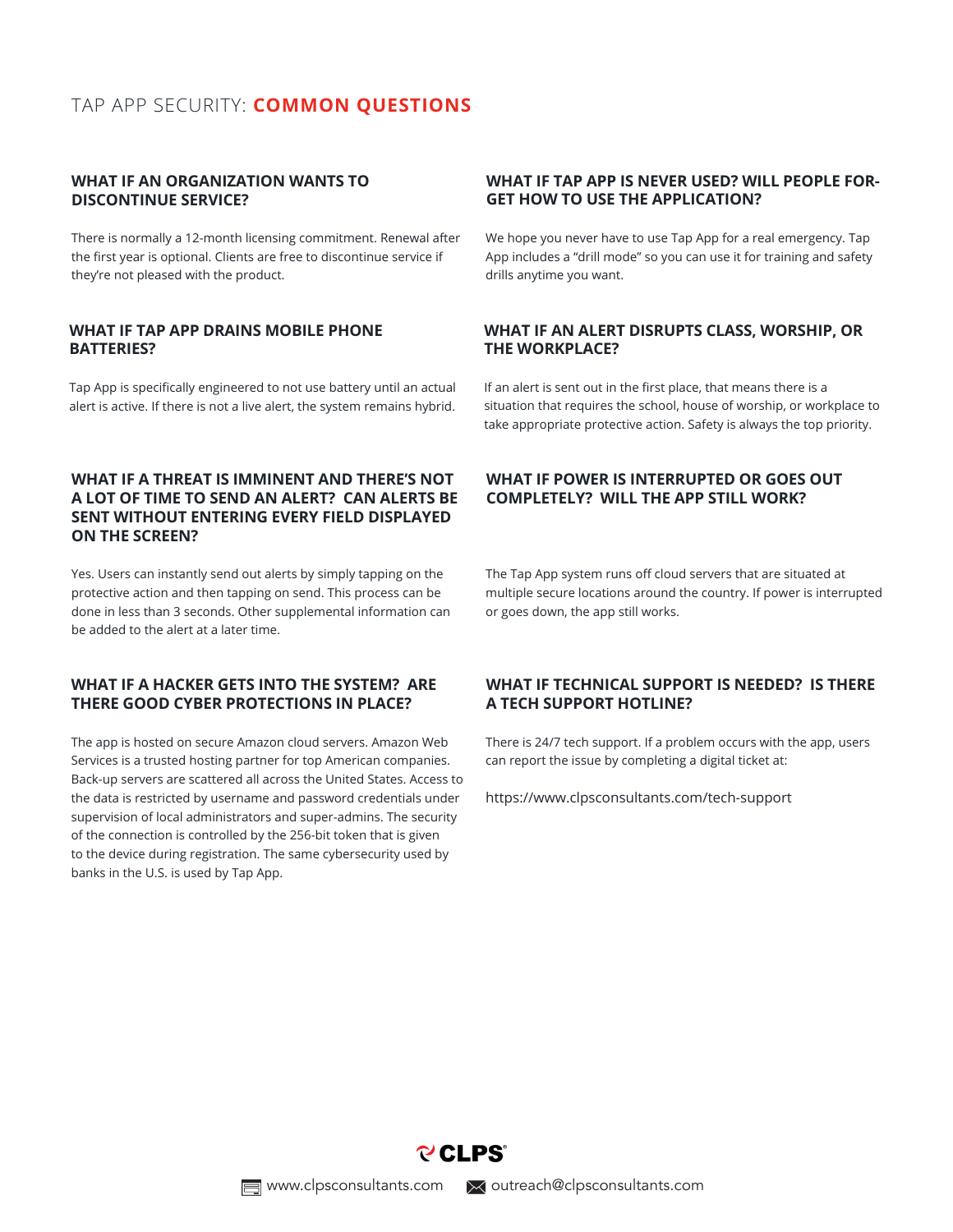# TAP APP SECURITY: **COMMON QUESTIONS**

### WHAT IF AN ORGANIZATION WANTS TO DISCONTINUE SERVICE?

There is normally a 12-month licensing commitment. Renewal after the first year is optional. Clients are free to discontinue service if they're not pleased with the product.

### WHAT IF TAP APP DRAINS MOBILE PHONE BATTERIES?

Tap App is specifically engineered to not use battery until an actual alert is active. If there is not a live alert, the system remains hybrid.

### WHAT IF A THREAT IS IMMINENT AND THERE'S NOT A LOT OF TIME TO SEND AN ALERT? CAN ALERTS BE SENT WITHOUT ENTERING EVERY FIELD DISPLAYED ON THE SCREEN?

Yes. Users can instantly send out alerts by simply tapping on the protective action and then tapping on send. This process can be done in less than 3 seconds. Other supplemental information can be added to the alert at a later time.

### WHAT IF A HACKER GETS INTO THE SYSTEM? ARE THERE GOOD CYBER PROTECTIONS IN PLACE?

The app is hosted on secure Amazon cloud servers. Amazon Web Services is a trusted hosting partner for top American companies. Back-up servers are scattered all across the United States. Access to the data is restricted by username and password credentials under supervision of local administrators and super-admins. The security of the connection is controlled by the 256-bit token that is given to the device during registration. The same cybersecurity used by banks in the U.S. is used by Tap App.

### WHAT IF TAP APP IS NEVER USED? WILL PEOPLE FORGET HOW TO USE THE APPLICATION?

We hope you never have to use Tap App for a real emergency. Tap App includes a "drill mode" so you can use it for training and safety drills anytime you want.

### WHAT IF AN ALERT DISRUPTS CLASS, WORSHIP, OR THE WORKPLACE?

If an alert is sent out in the first place, that means there is a situation that requires the school, house of worship, or workplace to take appropriate protective action. Safety is always the top priority.

### WHAT IF POWER IS INTERRUPTED OR GOES OUT COMPLETELY? WILL THE APP STILL WORK?

The Tap App system runs off cloud servers that are situated at multiple secure locations around the country. If power is interrupted or goes down, the app still works.

### WHAT IF TECHNICAL SUPPORT IS NEEDED? IS THERE A TECH SUPPORT HOTLINE?

There is 24/7 tech support. If a problem occurs with the app, users can report the issue by completing a digital ticket at:

https://www.clpsconsultants.com/tech-support

CLPS®

www.clpsconsultants.com outreach@clpsconsultants.com